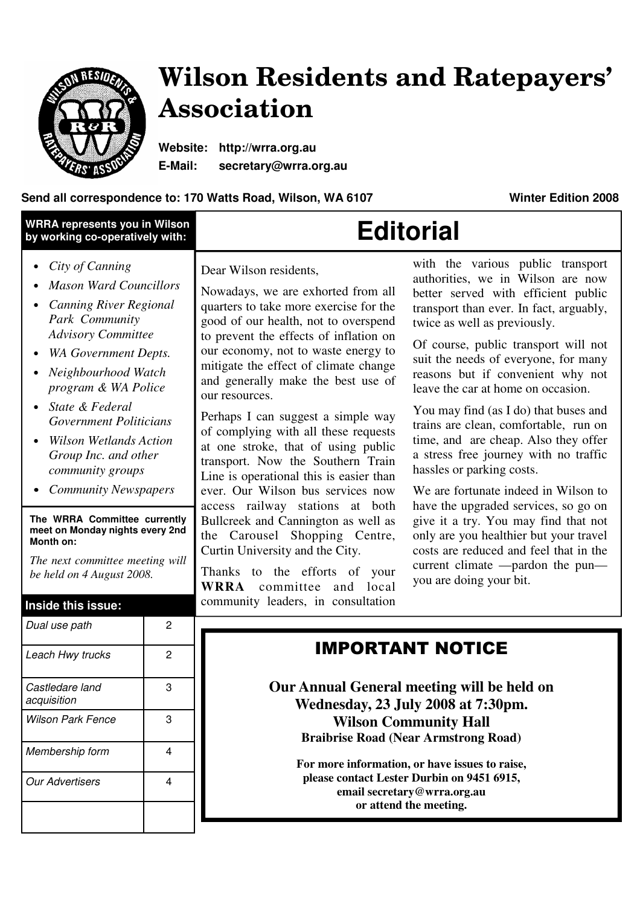# Wilson Residents and Ratepayers' Association

**Website:** **http://wrra.org.au**
**E-Mail:** **secretary@wrra.org.au**

**Send all correspondence to: 170 Watts Road, Wilson, WA 6107**

**Winter Edition 2008**

**WRRA represents you in Wilson by working co-operatively with:**

- *City of Canning*
- *Mason Ward Councillors*
- *Canning River Regional Park Community Advisory Committee*
- *WA Government Depts.*
- *Neighbourhood Watch program & WA Police*
- *State & Federal Government Politicians*
- *Wilson Wetlands Action Group Inc. and other community groups*
- *Community Newspapers*

**The WRRA Committee currently meet on Monday nights every 2nd Month on:**

*The next committee meeting will be held on 4 August 2008.*

**Inside this issue:**

| | |
|---|---|
| *Dual use path* | 2 |
| *Leach Hwy trucks* | 2 |
| *Castledare land acquisition* | 3 |
| *Wilson Park Fence* | 3 |
| *Membership form* | 4 |
| *Our Advertisers* | 4 |

## Editorial

Dear Wilson residents,

Nowadays, we are exhorted from all quarters to take more exercise for the good of our health, not to overspend to prevent the effects of inflation on our economy, not to waste energy to mitigate the effect of climate change and generally make the best use of our resources.

Perhaps I can suggest a simple way of complying with all these requests at one stroke, that of using public transport. Now the Southern Train Line is operational this is easier than ever. Our Wilson bus services now access railway stations at both Bullcreek and Cannington as well as the Carousel Shopping Centre, Curtin University and the City.

Thanks to the efforts of your **WRRA** committee and local community leaders, in consultation with the various public transport authorities, we in Wilson are now better served with efficient public transport than ever. In fact, arguably, twice as well as previously.

Of course, public transport will not suit the needs of everyone, for many reasons but if convenient why not leave the car at home on occasion.

You may find (as I do) that buses and trains are clean, comfortable, run on time, and are cheap. Also they offer a stress free journey with no traffic hassles or parking costs.

We are fortunate indeed in Wilson to have the upgraded services, so go on give it a try. You may find that not only are you healthier but your travel costs are reduced and feel that in the current climate —pardon the pun— you are doing your bit.

## IMPORTANT NOTICE

**Our Annual General meeting will be held on Wednesday, 23 July 2008 at 7:30pm.**
**Wilson Community Hall**
**Braibrise Road (Near Armstrong Road)**

**For more information, or have issues to raise, please contact Lester Durbin on 9451 6915, email secretary@wrra.org.au or attend the meeting.**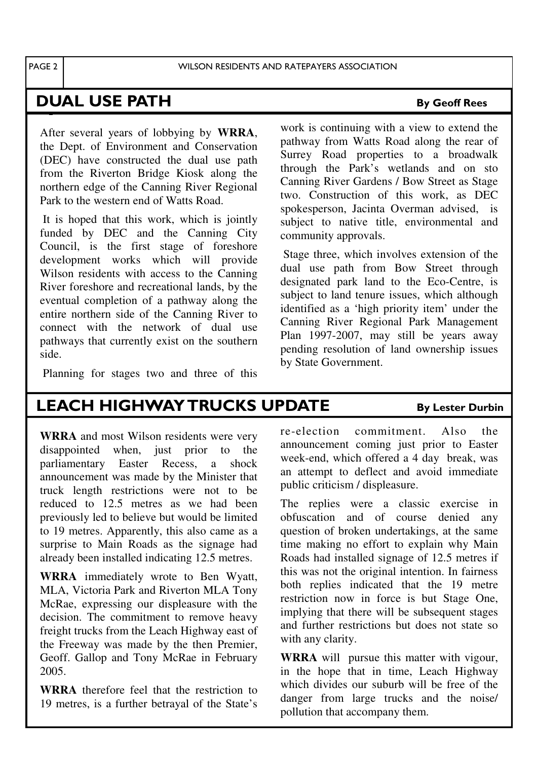## DUAL USE PATH

**By Geoff Rees**

After several years of lobbying by **WRRA**, the Dept. of Environment and Conservation (DEC) have constructed the dual use path from the Riverton Bridge Kiosk along the northern edge of the Canning River Regional Park to the western end of Watts Road.

It is hoped that this work, which is jointly funded by DEC and the Canning City Council, is the first stage of foreshore development works which will provide Wilson residents with access to the Canning River foreshore and recreational lands, by the eventual completion of a pathway along the entire northern side of the Canning River to connect with the network of dual use pathways that currently exist on the southern side.

Planning for stages two and three of this work is continuing with a view to extend the pathway from Watts Road along the rear of Surrey Road properties to a broadwalk through the Park's wetlands and on sto Canning River Gardens / Bow Street as Stage two. Construction of this work, as DEC spokesperson, Jacinta Overman advised, is subject to native title, environmental and community approvals.

Stage three, which involves extension of the dual use path from Bow Street through designated park land to the Eco-Centre, is subject to land tenure issues, which although identified as a 'high priority item' under the Canning River Regional Park Management Plan 1997-2007, may still be years away pending resolution of land ownership issues by State Government.

## LEACH HIGHWAY TRUCKS UPDATE

**By Lester Durbin**

**WRRA** and most Wilson residents were very disappointed when, just prior to the parliamentary Easter Recess, a shock announcement was made by the Minister that truck length restrictions were not to be reduced to 12.5 metres as we had been previously led to believe but would be limited to 19 metres. Apparently, this also came as a surprise to Main Roads as the signage had already been installed indicating 12.5 metres.

**WRRA** immediately wrote to Ben Wyatt, MLA, Victoria Park and Riverton MLA Tony McRae, expressing our displeasure with the decision. The commitment to remove heavy freight trucks from the Leach Highway east of the Freeway was made by the then Premier, Geoff. Gallop and Tony McRae in February 2005.

**WRRA** therefore feel that the restriction to 19 metres, is a further betrayal of the State's re-election commitment. Also the announcement coming just prior to Easter week-end, which offered a 4 day break, was an attempt to deflect and avoid immediate public criticism / displeasure.

The replies were a classic exercise in obfuscation and of course denied any question of broken undertakings, at the same time making no effort to explain why Main Roads had installed signage of 12.5 metres if this was not the original intention. In fairness both replies indicated that the 19 metre restriction now in force is but Stage One, implying that there will be subsequent stages and further restrictions but does not state so with any clarity.

**WRRA** will pursue this matter with vigour, in the hope that in time, Leach Highway which divides our suburb will be free of the danger from large trucks and the noise/ pollution that accompany them.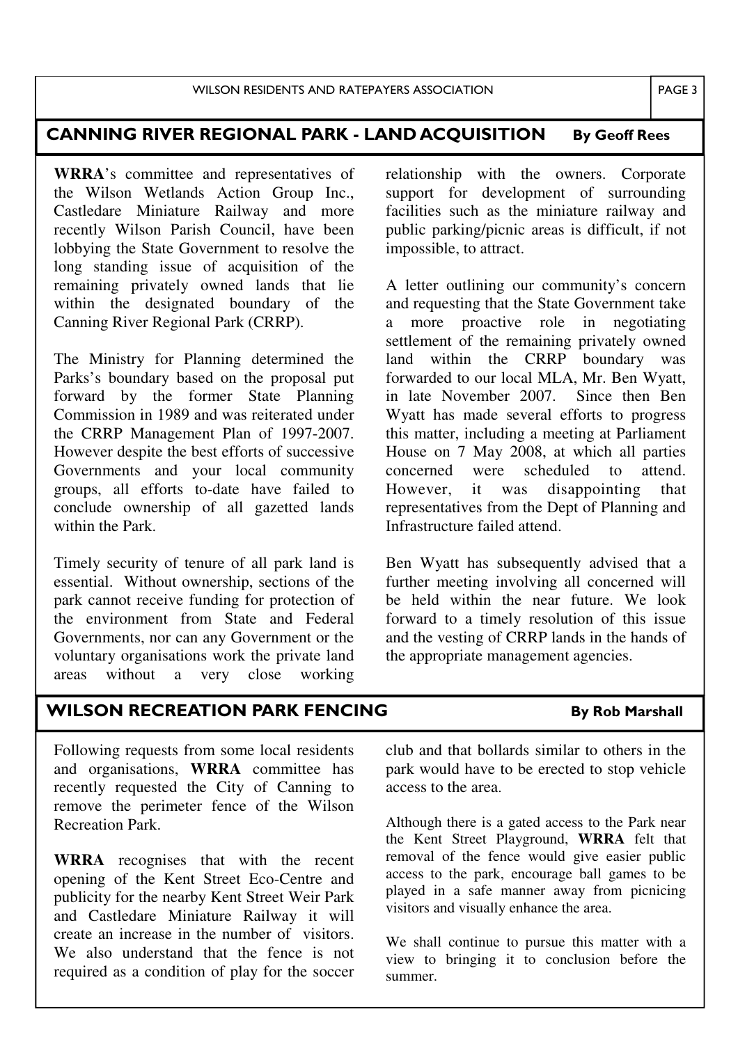## CANNING RIVER REGIONAL PARK - LAND ACQUISITION

**By Geoff Rees**

**WRRA**'s committee and representatives of the Wilson Wetlands Action Group Inc., Castledare Miniature Railway and more recently Wilson Parish Council, have been lobbying the State Government to resolve the long standing issue of acquisition of the remaining privately owned lands that lie within the designated boundary of the Canning River Regional Park (CRRP).

The Ministry for Planning determined the Parks's boundary based on the proposal put forward by the former State Planning Commission in 1989 and was reiterated under the CRRP Management Plan of 1997-2007. However despite the best efforts of successive Governments and your local community groups, all efforts to-date have failed to conclude ownership of all gazetted lands within the Park.

Timely security of tenure of all park land is essential. Without ownership, sections of the park cannot receive funding for protection of the environment from State and Federal Governments, nor can any Government or the voluntary organisations work the private land areas without a very close working relationship with the owners. Corporate support for development of surrounding facilities such as the miniature railway and public parking/picnic areas is difficult, if not impossible, to attract.

A letter outlining our community's concern and requesting that the State Government take a more proactive role in negotiating settlement of the remaining privately owned land within the CRRP boundary was forwarded to our local MLA, Mr. Ben Wyatt, in late November 2007. Since then Ben Wyatt has made several efforts to progress this matter, including a meeting at Parliament House on 7 May 2008, at which all parties concerned were scheduled to attend. However, it was disappointing that representatives from the Dept of Planning and Infrastructure failed attend.

Ben Wyatt has subsequently advised that a further meeting involving all concerned will be held within the near future. We look forward to a timely resolution of this issue and the vesting of CRRP lands in the hands of the appropriate management agencies.

## WILSON RECREATION PARK FENCING

**By Rob Marshall**

Following requests from some local residents and organisations, **WRRA** committee has recently requested the City of Canning to remove the perimeter fence of the Wilson Recreation Park.

**WRRA** recognises that with the recent opening of the Kent Street Eco-Centre and publicity for the nearby Kent Street Weir Park and Castledare Miniature Railway it will create an increase in the number of visitors. We also understand that the fence is not required as a condition of play for the soccer club and that bollards similar to others in the park would have to be erected to stop vehicle access to the area.

Although there is a gated access to the Park near the Kent Street Playground, **WRRA** felt that removal of the fence would give easier public access to the park, encourage ball games to be played in a safe manner away from picnicing visitors and visually enhance the area.

We shall continue to pursue this matter with a view to bringing it to conclusion before the summer.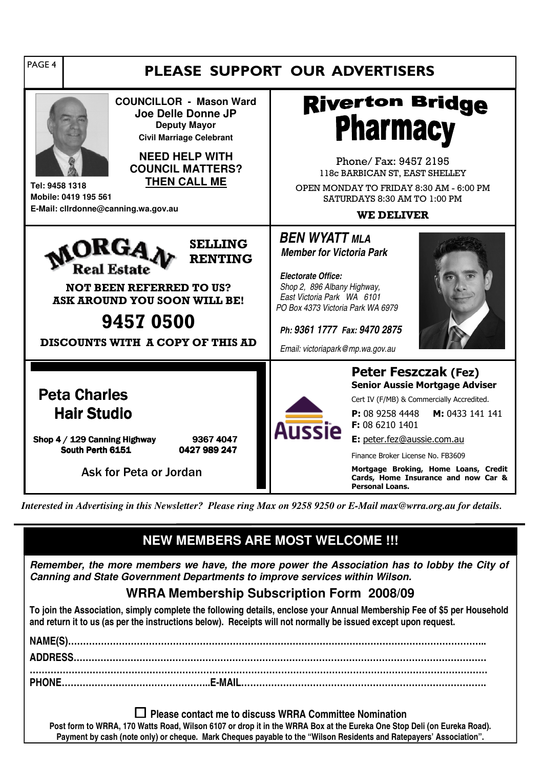PAGE 4

# PLEASE SUPPORT OUR ADVERTISERS

**COUNCILLOR - Mason Ward**
**Joe Delle Donne JP**
**Deputy Mayor**
**Civil Marriage Celebrant**

**NEED HELP WITH COUNCIL MATTERS?**
**THEN CALL ME**

**Tel: 9458 1318**
**Mobile: 0419 195 561**
**E-Mail: cllrdonne@canning.wa.gov.au**

---

## Riverton Bridge Pharmacy

Phone/ Fax: 9457 2195
118c BARBICAN ST, EAST SHELLEY

OPEN MONDAY TO FRIDAY 8:30 AM - 6:00 PM
SATURDAYS 8:30 AM TO 1:00 PM

**WE DELIVER**

---

**MORGAN Real Estate**

**SELLING**
**RENTING**

**NOT BEEN REFERRED TO US?**
**ASK AROUND YOU SOON WILL BE!**

## 9457 0500

**DISCOUNTS WITH A COPY OF THIS AD**

---

***BEN WYATT MLA***
***Member for Victoria Park***

***Electorate Office:***
*Shop 2, 896 Albany Highway,*
*East Victoria Park WA 6101*
*PO Box 4373 Victoria Park WA 6979*

***Ph: 9361 1777 Fax: 9470 2875***

*Email: victoriapark@mp.wa.gov.au*

---

## Peta Charles Hair Studio

**Shop 4 / 129 Canning Highway** **9367 4047**
**South Perth 6151** **0427 989 247**

Ask for Peta or Jordan

---

**Aussie**

**Peter Feszczak (Fez)**
**Senior Aussie Mortgage Adviser**

Cert IV (F/MB) & Commercially Accredited.

**P:** 08 9258 4448 **M:** 0433 141 141
**F:** 08 6210 1401

**E:** peter.fez@aussie.com.au

Finance Broker License No. FB3609

**Mortgage Broking, Home Loans, Credit Cards, Home Insurance and now Car & Personal Loans.**

---

***Interested in Advertising in this Newsletter? Please ring Max on 9258 9250 or E-Mail max@wrra.org.au for details.***

# NEW MEMBERS ARE MOST WELCOME !!!

***Remember, the more members we have, the more power the Association has to lobby the City of Canning and State Government Departments to improve services within Wilson.***

## WRRA Membership Subscription Form 2008/09

**To join the Association, simply complete the following details, enclose your Annual Membership Fee of $5 per Household and return it to us (as per the instructions below). Receipts will not normally be issued except upon request.**

**NAME(S)………………………………………………………………………………………………………………..**

**ADDRESS………………………………………………………………………………………………………………**

**…………………………………………………………………………………………………………………………**

**PHONE…………………………………………..E-MAIL……………………………………………………………….**

☐ **Please contact me to discuss WRRA Committee Nomination**

**Post form to WRRA, 170 Watts Road, Wilson 6107 or drop it in the WRRA Box at the Eureka One Stop Deli (on Eureka Road). Payment by cash (note only) or cheque. Mark Cheques payable to the "Wilson Residents and Ratepayers' Association".**